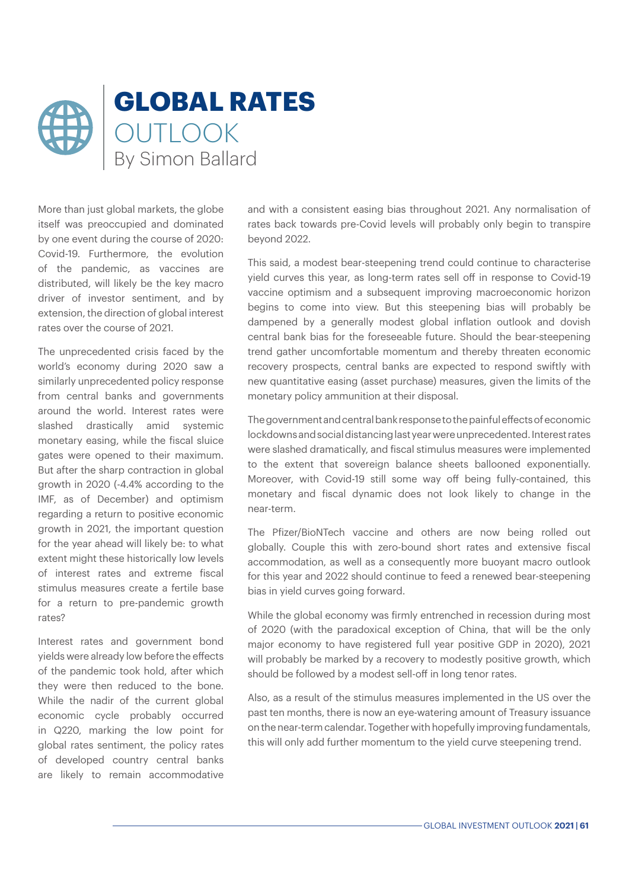# GLOBAL RATES OUTLOOK

By Simon Ballard

More than just global markets, the globe itself was preoccupied and dominated by one event during the course of 2020: Covid-19. Furthermore, the evolution of the pandemic, as vaccines are distributed, will likely be the key macro driver of investor sentiment, and by extension, the direction of global interest rates over the course of 2021.

The unprecedented crisis faced by the world's economy during 2020 saw a similarly unprecedented policy response from central banks and governments around the world. Interest rates were slashed drastically amid systemic monetary easing, while the fiscal sluice gates were opened to their maximum. But after the sharp contraction in global growth in 2020 (-4.4% according to the IMF, as of December) and optimism regarding a return to positive economic growth in 2021, the important question for the year ahead will likely be: to what extent might these historically low levels of interest rates and extreme fiscal stimulus measures create a fertile base for a return to pre-pandemic growth rates?

Interest rates and government bond yields were already low before the effects of the pandemic took hold, after which they were then reduced to the bone. While the nadir of the current global economic cycle probably occurred in Q220, marking the low point for global rates sentiment, the policy rates of developed country central banks are likely to remain accommodative and with a consistent easing bias throughout 2021. Any normalisation of rates back towards pre-Covid levels will probably only begin to transpire beyond 2022.

This said, a modest bear-steepening trend could continue to characterise yield curves this year, as long-term rates sell off in response to Covid-19 vaccine optimism and a subsequent improving macroeconomic horizon begins to come into view. But this steepening bias will probably be dampened by a generally modest global inflation outlook and dovish central bank bias for the foreseeable future. Should the bear-steepening trend gather uncomfortable momentum and thereby threaten economic recovery prospects, central banks are expected to respond swiftly with new quantitative easing (asset purchase) measures, given the limits of the monetary policy ammunition at their disposal.

The government and central bank response to the painful effects of economic lockdowns and social distancing last year were unprecedented. Interest rates were slashed dramatically, and fiscal stimulus measures were implemented to the extent that sovereign balance sheets ballooned exponentially. Moreover, with Covid-19 still some way off being fully-contained, this monetary and fiscal dynamic does not look likely to change in the near-term.

The Pfizer/BioNTech vaccine and others are now being rolled out globally. Couple this with zero-bound short rates and extensive fiscal accommodation, as well as a consequently more buoyant macro outlook for this year and 2022 should continue to feed a renewed bear-steepening bias in yield curves going forward.

While the global economy was firmly entrenched in recession during most of 2020 (with the paradoxical exception of China, that will be the only major economy to have registered full year positive GDP in 2020), 2021 will probably be marked by a recovery to modestly positive growth, which should be followed by a modest sell-off in long tenor rates.

Also, as a result of the stimulus measures implemented in the US over the past ten months, there is now an eye-watering amount of Treasury issuance on the near-term calendar. Together with hopefully improving fundamentals, this will only add further momentum to the yield curve steepening trend.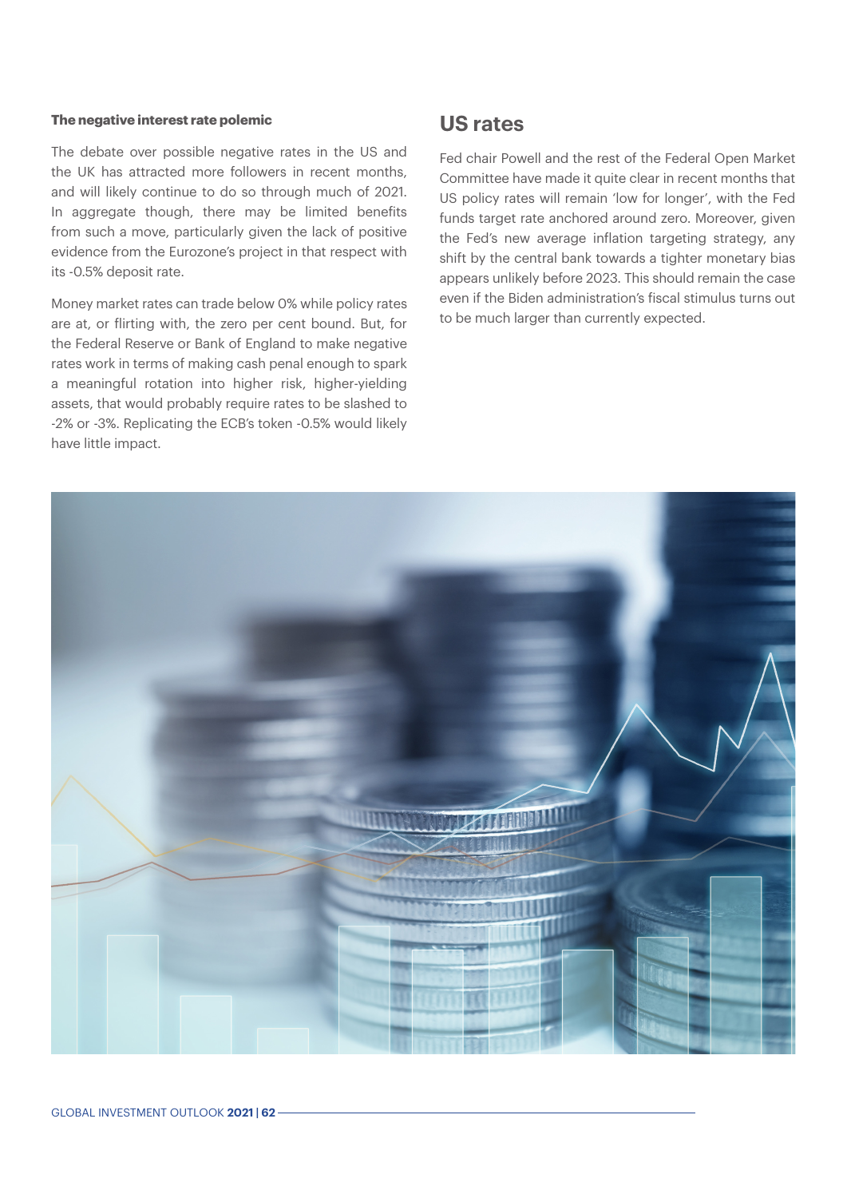**The negative interest rate polemic**

The debate over possible negative rates in the US and the UK has attracted more followers in recent months, and will likely continue to do so through much of 2021. In aggregate though, there may be limited benefits from such a move, particularly given the lack of positive evidence from the Eurozone's project in that respect with its -0.5% deposit rate.

Money market rates can trade below 0% while policy rates are at, or flirting with, the zero per cent bound. But, for the Federal Reserve or Bank of England to make negative rates work in terms of making cash penal enough to spark a meaningful rotation into higher risk, higher-yielding assets, that would probably require rates to be slashed to -2% or -3%. Replicating the ECB's token -0.5% would likely have little impact.

## US rates

Fed chair Powell and the rest of the Federal Open Market Committee have made it quite clear in recent months that US policy rates will remain 'low for longer', with the Fed funds target rate anchored around zero. Moreover, given the Fed's new average inflation targeting strategy, any shift by the central bank towards a tighter monetary bias appears unlikely before 2023. This should remain the case even if the Biden administration's fiscal stimulus turns out to be much larger than currently expected.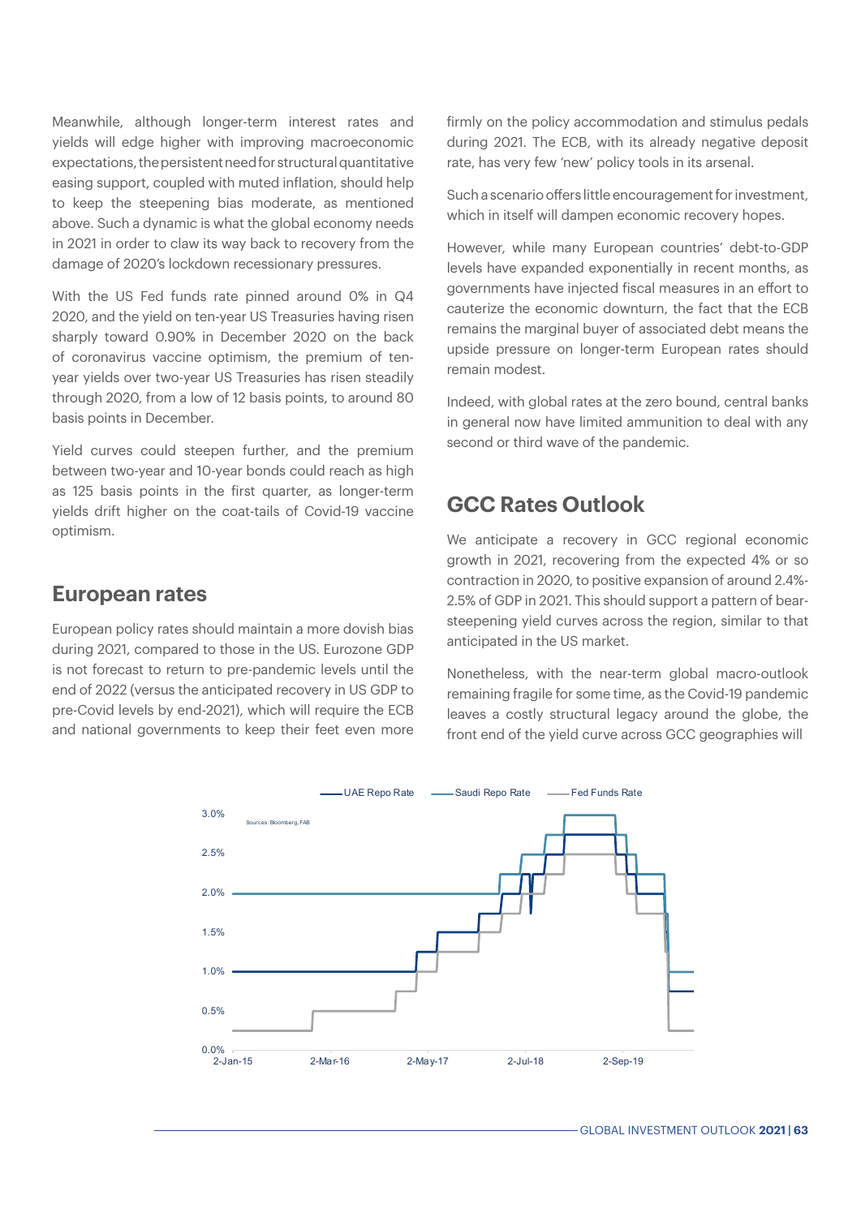Meanwhile, although longer-term interest rates and yields will edge higher with improving macroeconomic expectations, the persistent need for structural quantitative easing support, coupled with muted inflation, should help to keep the steepening bias moderate, as mentioned above. Such a dynamic is what the global economy needs in 2021 in order to claw its way back to recovery from the damage of 2020's lockdown recessionary pressures.

With the US Fed funds rate pinned around 0% in Q4 2020, and the yield on ten-year US Treasuries having risen sharply toward 0.90% in December 2020 on the back of coronavirus vaccine optimism, the premium of ten-year yields over two-year US Treasuries has risen steadily through 2020, from a low of 12 basis points, to around 80 basis points in December.

Yield curves could steepen further, and the premium between two-year and 10-year bonds could reach as high as 125 basis points in the first quarter, as longer-term yields drift higher on the coat-tails of Covid-19 vaccine optimism.

## European rates

European policy rates should maintain a more dovish bias during 2021, compared to those in the US. Eurozone GDP is not forecast to return to pre-pandemic levels until the end of 2022 (versus the anticipated recovery in US GDP to pre-Covid levels by end-2021), which will require the ECB and national governments to keep their feet even more firmly on the policy accommodation and stimulus pedals during 2021. The ECB, with its already negative deposit rate, has very few 'new' policy tools in its arsenal.

Such a scenario offers little encouragement for investment, which in itself will dampen economic recovery hopes.

However, while many European countries' debt-to-GDP levels have expanded exponentially in recent months, as governments have injected fiscal measures in an effort to cauterize the economic downturn, the fact that the ECB remains the marginal buyer of associated debt means the upside pressure on longer-term European rates should remain modest.

Indeed, with global rates at the zero bound, central banks in general now have limited ammunition to deal with any second or third wave of the pandemic.

## GCC Rates Outlook

We anticipate a recovery in GCC regional economic growth in 2021, recovering from the expected 4% or so contraction in 2020, to positive expansion of around 2.4%-2.5% of GDP in 2021. This should support a pattern of bear-steepening yield curves across the region, similar to that anticipated in the US market.

Nonetheless, with the near-term global macro-outlook remaining fragile for some time, as the Covid-19 pandemic leaves a costly structural legacy around the globe, the front end of the yield curve across GCC geographies will

Legend: UAE Repo Rate, Saudi Repo Rate, Fed Funds Rate

Sources: Bloomberg, FAB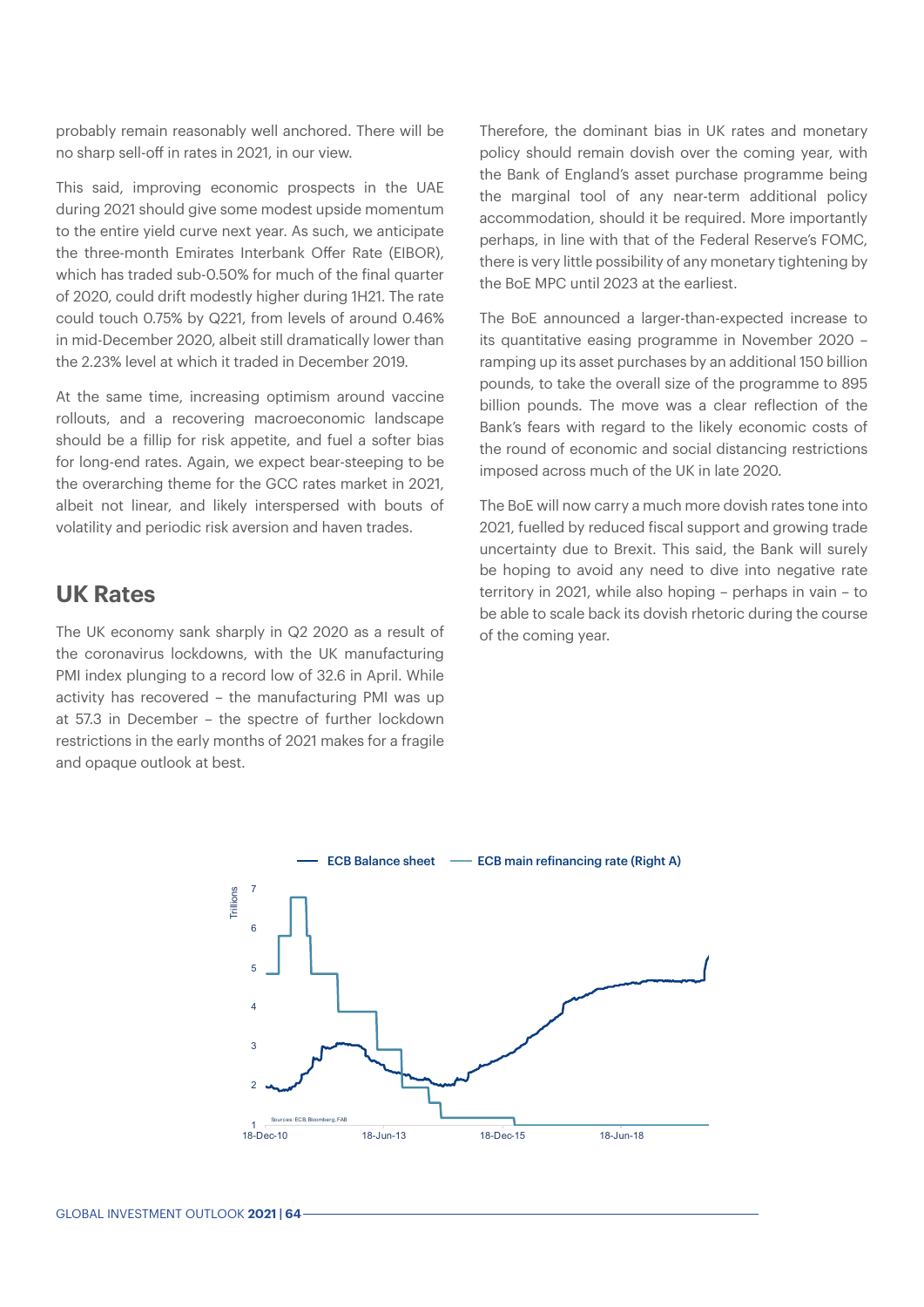probably remain reasonably well anchored. There will be no sharp sell-off in rates in 2021, in our view.

This said, improving economic prospects in the UAE during 2021 should give some modest upside momentum to the entire yield curve next year. As such, we anticipate the three-month Emirates Interbank Offer Rate (EIBOR), which has traded sub-0.50% for much of the final quarter of 2020, could drift modestly higher during 1H21. The rate could touch 0.75% by Q221, from levels of around 0.46% in mid-December 2020, albeit still dramatically lower than the 2.23% level at which it traded in December 2019.

At the same time, increasing optimism around vaccine rollouts, and a recovering macroeconomic landscape should be a fillip for risk appetite, and fuel a softer bias for long-end rates. Again, we expect bear-steeping to be the overarching theme for the GCC rates market in 2021, albeit not linear, and likely interspersed with bouts of volatility and periodic risk aversion and haven trades.

## UK Rates

The UK economy sank sharply in Q2 2020 as a result of the coronavirus lockdowns, with the UK manufacturing PMI index plunging to a record low of 32.6 in April. While activity has recovered – the manufacturing PMI was up at 57.3 in December – the spectre of further lockdown restrictions in the early months of 2021 makes for a fragile and opaque outlook at best.

Therefore, the dominant bias in UK rates and monetary policy should remain dovish over the coming year, with the Bank of England's asset purchase programme being the marginal tool of any near-term additional policy accommodation, should it be required. More importantly perhaps, in line with that of the Federal Reserve's FOMC, there is very little possibility of any monetary tightening by the BoE MPC until 2023 at the earliest.

The BoE announced a larger-than-expected increase to its quantitative easing programme in November 2020 – ramping up its asset purchases by an additional 150 billion pounds, to take the overall size of the programme to 895 billion pounds. The move was a clear reflection of the Bank's fears with regard to the likely economic costs of the round of economic and social distancing restrictions imposed across much of the UK in late 2020.

The BoE will now carry a much more dovish rates tone into 2021, fuelled by reduced fiscal support and growing trade uncertainty due to Brexit. This said, the Bank will surely be hoping to avoid any need to dive into negative rate territory in 2021, while also hoping – perhaps in vain – to be able to scale back its dovish rhetoric during the course of the coming year.

ECB Balance sheet
ECB main refinancing rate (Right A)

Trillions

7
6
5
4
3
2
1

18-Dec-10
18-Jun-13
18-Dec-15
18-Jun-18

Sources: ECB, Bloomberg, FAB